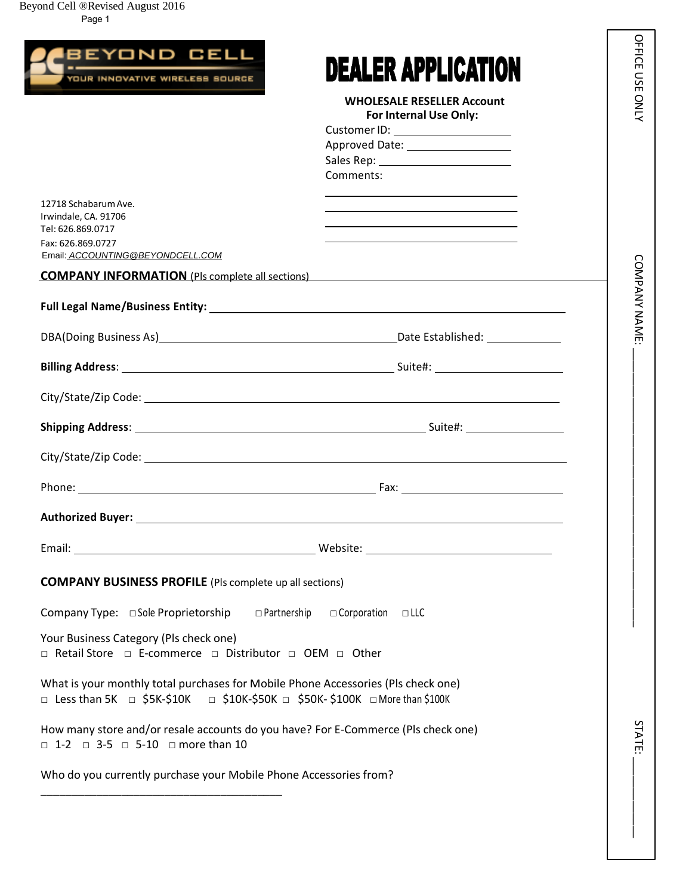BEYOND CELL
YOUR INNOVATIVE WIRELESS SOURCE

# DEALER APPLICATION

**WHOLESALE RESELLER Account**
**For Internal Use Only:**

Customer ID: ____________
Approved Date: ____________
Sales Rep: ____________
Comments:

____________
____________
____________
____________

12718 Schabarum Ave.
Irwindale, CA. 91706
Tel: 626.869.0717
Fax: 626.869.0727
Email: *ACCOUNTING@BEYONDCELL.COM*

## COMPANY INFORMATION (Pls complete all sections)

**Full Legal Name/Business Entity:** ____________

DBA(Doing Business As) ____________ Date Established: ____________

**Billing Address**: ____________ Suite#: ____________

City/State/Zip Code: ____________

**Shipping Address**: ____________ Suite#: ____________

City/State/Zip Code: ____________

Phone: ____________ Fax: ____________

**Authorized Buyer:** ____________

Email: ____________ Website: ____________

## COMPANY BUSINESS PROFILE (Pls complete up all sections)

Company Type: □ Sole Proprietorship □ Partnership □ Corporation □ LLC

Your Business Category (Pls check one)
□ Retail Store □ E-commerce □ Distributor □ OEM □ Other

What is your monthly total purchases for Mobile Phone Accessories (Pls check one)
□ Less than 5K □ $5K-$10K □ $10K-$50K □ $50K- $100K □ More than $100K

How many store and/or resale accounts do you have? For E-Commerce (Pls check one)
□ 1-2 □ 3-5 □ 5-10 □ more than 10

Who do you currently purchase your Mobile Phone Accessories from?

________________________________________

OFFICE USE ONLY

COMPANY NAME: ____________

STATE: ____________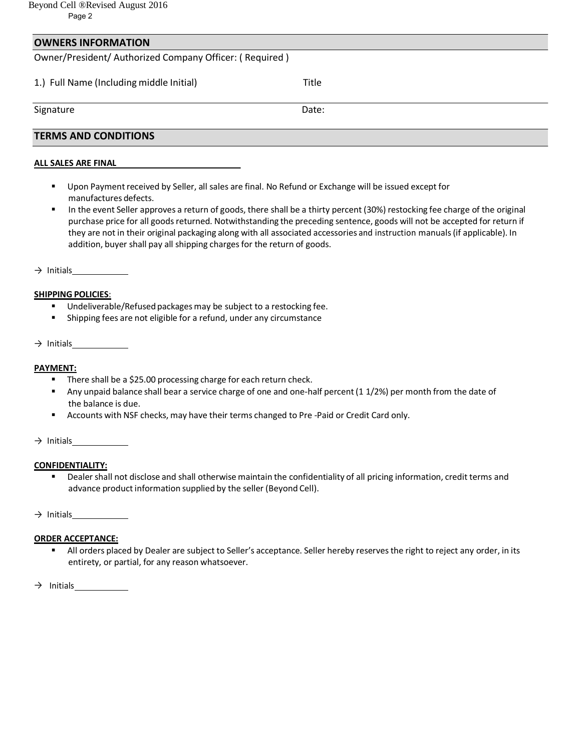## OWNERS INFORMATION

Owner/President/ Authorized Company Officer: ( Required )

1.) Full Name (Including middle Initial) Title

Signature Date:

## TERMS AND CONDITIONS

**ALL SALES ARE FINAL**

- Upon Payment received by Seller, all sales are final. No Refund or Exchange will be issued except for manufactures defects.
- In the event Seller approves a return of goods, there shall be a thirty percent (30%) restocking fee charge of the original purchase price for all goods returned. Notwithstanding the preceding sentence, goods will not be accepted for return if they are not in their original packaging along with all associated accessories and instruction manuals (if applicable). In addition, buyer shall pay all shipping charges for the return of goods.

→ Initials\_\_\_\_\_\_\_\_\_\_\_\_

**SHIPPING POLICIES**:

- Undeliverable/Refused packages may be subject to a restocking fee.
- Shipping fees are not eligible for a refund, under any circumstance

→ Initials\_\_\_\_\_\_\_\_\_\_\_\_

**PAYMENT:**

- There shall be a $25.00 processing charge for each return check.
- Any unpaid balance shall bear a service charge of one and one-half percent (1 1/2%) per month from the date of the balance is due.
- Accounts with NSF checks, may have their terms changed to Pre -Paid or Credit Card only.

→ Initials\_\_\_\_\_\_\_\_\_\_\_\_

**CONFIDENTIALITY:**

- Dealer shall not disclose and shall otherwise maintain the confidentiality of all pricing information, credit terms and advance product information supplied by the seller (Beyond Cell).

→ Initials\_\_\_\_\_\_\_\_\_\_\_\_

**ORDER ACCEPTANCE:**

- All orders placed by Dealer are subject to Seller's acceptance. Seller hereby reserves the right to reject any order, in its entirety, or partial, for any reason whatsoever.

→ Initials\_\_\_\_\_\_\_\_\_\_\_\_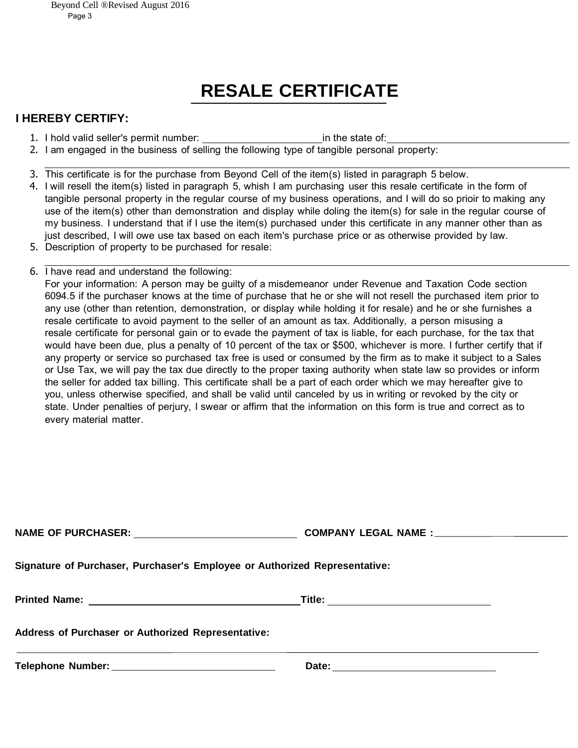# RESALE CERTIFICATE

**I HEREBY CERTIFY:**

1. I hold valid seller's permit number: ____________________ in the state of: ______________________________
2. I am engaged in the business of selling the following type of tangible personal property:
   ______________________________________________________________________
3. This certificate is for the purchase from Beyond Cell of the item(s) listed in paragraph 5 below.
4. I will resell the item(s) listed in paragraph 5, whish I am purchasing user this resale certificate in the form of tangible personal property in the regular course of my business operations, and I will do so prioir to making any use of the item(s) other than demonstration and display while doling the item(s) for sale in the regular course of my business. I understand that if I use the item(s) purchased under this certificate in any manner other than as just described, I will owe use tax based on each item's purchase price or as otherwise provided by law.
5. Description of property to be purchased for resale:
   ______________________________________________________________________
6. I have read and understand the following:
   For your information: A person may be guilty of a misdemeanor under Revenue and Taxation Code section 6094.5 if the purchaser knows at the time of purchase that he or she will not resell the purchased item prior to any use (other than retention, demonstration, or display while holding it for resale) and he or she furnishes a resale certificate to avoid payment to the seller of an amount as tax. Additionally, a person misusing a resale certificate for personal gain or to evade the payment of tax is liable, for each purchase, for the tax that would have been due, plus a penalty of 10 percent of the tax or $500, whichever is more. I further certify that if any property or service so purchased tax free is used or consumed by the firm as to make it subject to a Sales or Use Tax, we will pay the tax due directly to the proper taxing authority when state law so provides or inform the seller for added tax billing. This certificate shall be a part of each order which we may hereafter give to you, unless otherwise specified, and shall be valid until canceled by us in writing or revoked by the city or state. Under penalties of perjury, I swear or affirm that the information on this form is true and correct as to every material matter.

**NAME OF PURCHASER:** ____________________________ **COMPANY LEGAL NAME :** ____________________________

**Signature of Purchaser, Purchaser's Employee or Authorized Representative:**

**Printed Name:** ____________________________________ **Title:** ____________________________

**Address of Purchaser or Authorized Representative:**

______________________________________________________________________

**Telephone Number:** ____________________________ **Date:** ____________________________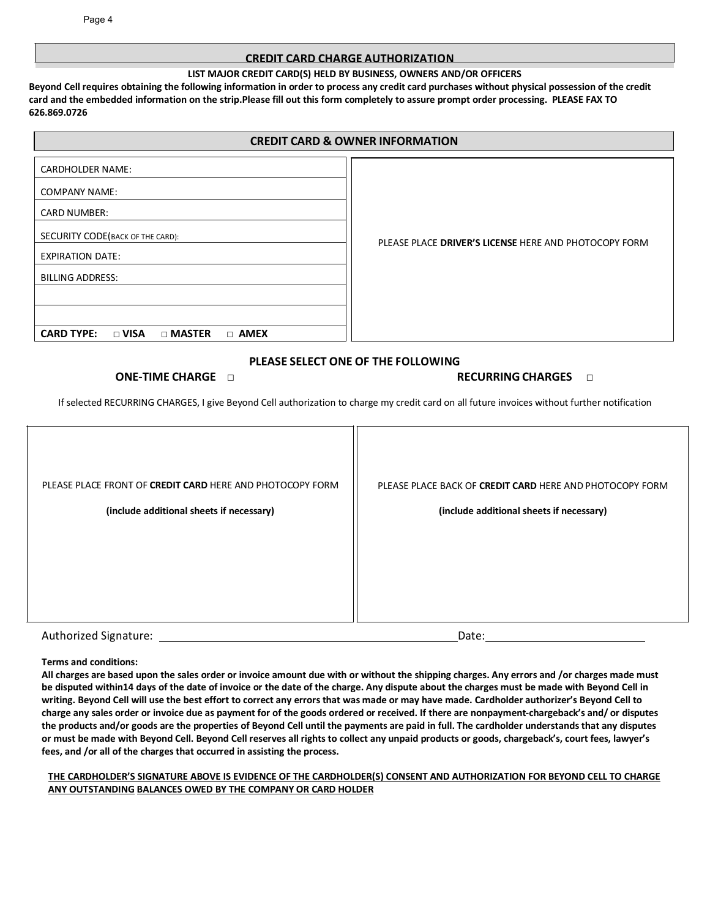## CREDIT CARD CHARGE AUTHORIZATION

**LIST MAJOR CREDIT CARD(S) HELD BY BUSINESS, OWNERS AND/OR OFFICERS**

**Beyond Cell requires obtaining the following information in order to process any credit card purchases without physical possession of the credit card and the embedded information on the strip.Please fill out this form completely to assure prompt order processing. PLEASE FAX TO 626.869.0726**

## CREDIT CARD & OWNER INFORMATION

| | |
|---|---|
| CARDHOLDER NAME: | PLEASE PLACE **DRIVER'S LICENSE** HERE AND PHOTOCOPY FORM |
| COMPANY NAME: | |
| CARD NUMBER: | |
| SECURITY CODE(BACK OF THE CARD): | |
| EXPIRATION DATE: | |
| BILLING ADDRESS: | |
| | |
| | |
| **CARD TYPE:** □ **VISA** □ **MASTER** □ **AMEX** | |

**PLEASE SELECT ONE OF THE FOLLOWING**

**ONE-TIME CHARGE** □ **RECURRING CHARGES** □

If selected RECURRING CHARGES, I give Beyond Cell authorization to charge my credit card on all future invoices without further notification

| | |
|---|---|
| PLEASE PLACE FRONT OF **CREDIT CARD** HERE AND PHOTOCOPY FORM<br>**(include additional sheets if necessary)** | PLEASE PLACE BACK OF **CREDIT CARD** HERE AND PHOTOCOPY FORM<br>**(include additional sheets if necessary)** |

Authorized Signature: ______________________________ Date: ______________

**Terms and conditions:**

**All charges are based upon the sales order or invoice amount due with or without the shipping charges. Any errors and /or charges made must be disputed within14 days of the date of invoice or the date of the charge. Any dispute about the charges must be made with Beyond Cell in writing. Beyond Cell will use the best effort to correct any errors that was made or may have made. Cardholder authorizer's Beyond Cell to charge any sales order or invoice due as payment for of the goods ordered or received. If there are nonpayment-chargeback's and/ or disputes the products and/or goods are the properties of Beyond Cell until the payments are paid in full. The cardholder understands that any disputes or must be made with Beyond Cell. Beyond Cell reserves all rights to collect any unpaid products or goods, chargeback's, court fees, lawyer's fees, and /or all of the charges that occurred in assisting the process.**

**THE CARDHOLDER'S SIGNATURE ABOVE IS EVIDENCE OF THE CARDHOLDER(S) CONSENT AND AUTHORIZATION FOR BEYOND CELL TO CHARGE ANY OUTSTANDING BALANCES OWED BY THE COMPANY OR CARD HOLDER**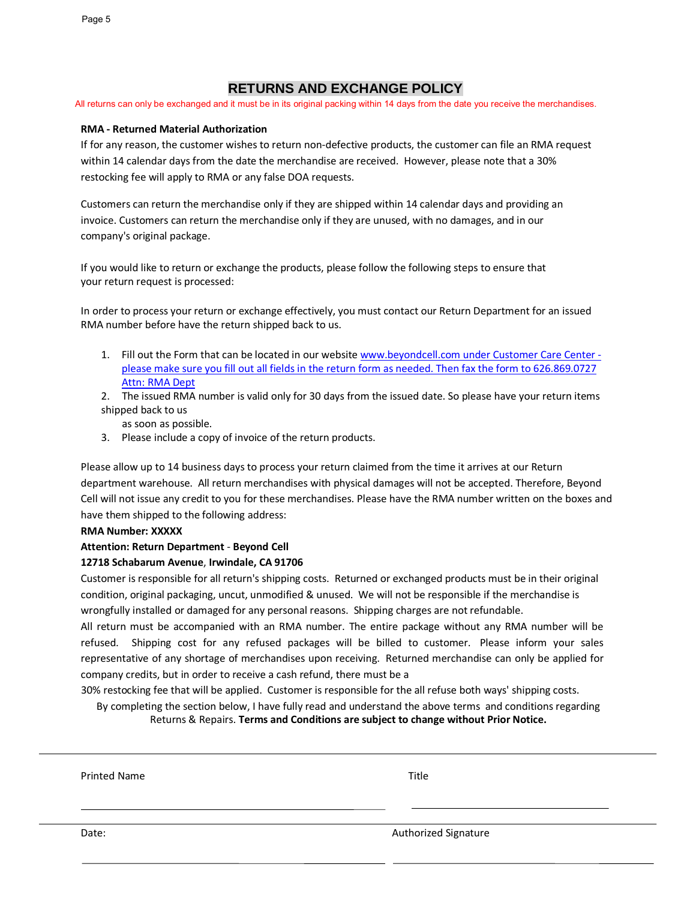# RETURNS AND EXCHANGE POLICY

All returns can only be exchanged and it must be in its original packing within 14 days from the date you receive the merchandises.

**RMA - Returned Material Authorization**

If for any reason, the customer wishes to return non-defective products, the customer can file an RMA request within 14 calendar days from the date the merchandise are received. However, please note that a 30% restocking fee will apply to RMA or any false DOA requests.

Customers can return the merchandise only if they are shipped within 14 calendar days and providing an invoice. Customers can return the merchandise only if they are unused, with no damages, and in our company's original package.

If you would like to return or exchange the products, please follow the following steps to ensure that your return request is processed:

In order to process your return or exchange effectively, you must contact our Return Department for an issued RMA number before have the return shipped back to us.

1. Fill out the Form that can be located in our website www.beyondcell.com under Customer Care Center - please make sure you fill out all fields in the return form as needed. Then fax the form to 626.869.0727 Attn: RMA Dept
2. The issued RMA number is valid only for 30 days from the issued date. So please have your return items shipped back to us as soon as possible.
3. Please include a copy of invoice of the return products.

Please allow up to 14 business days to process your return claimed from the time it arrives at our Return department warehouse. All return merchandises with physical damages will not be accepted. Therefore, Beyond Cell will not issue any credit to you for these merchandises. Please have the RMA number written on the boxes and have them shipped to the following address:

**RMA Number: XXXXX**
**Attention: Return Department** - **Beyond Cell**
**12718 Schabarum Avenue**, **Irwindale, CA 91706**

Customer is responsible for all return's shipping costs. Returned or exchanged products must be in their original condition, original packaging, uncut, unmodified & unused. We will not be responsible if the merchandise is wrongfully installed or damaged for any personal reasons. Shipping charges are not refundable.

All return must be accompanied with an RMA number. The entire package without any RMA number will be refused. Shipping cost for any refused packages will be billed to customer. Please inform your sales representative of any shortage of merchandises upon receiving. Returned merchandise can only be applied for company credits, but in order to receive a cash refund, there must be a 30% restocking fee that will be applied. Customer is responsible for the all refuse both ways' shipping costs.

By completing the section below, I have fully read and understand the above terms and conditions regarding Returns & Repairs. **Terms and Conditions are subject to change without Prior Notice.**

Printed Name ______________________________ Title ______________________________

Date: ______________________________ Authorized Signature ______________________________